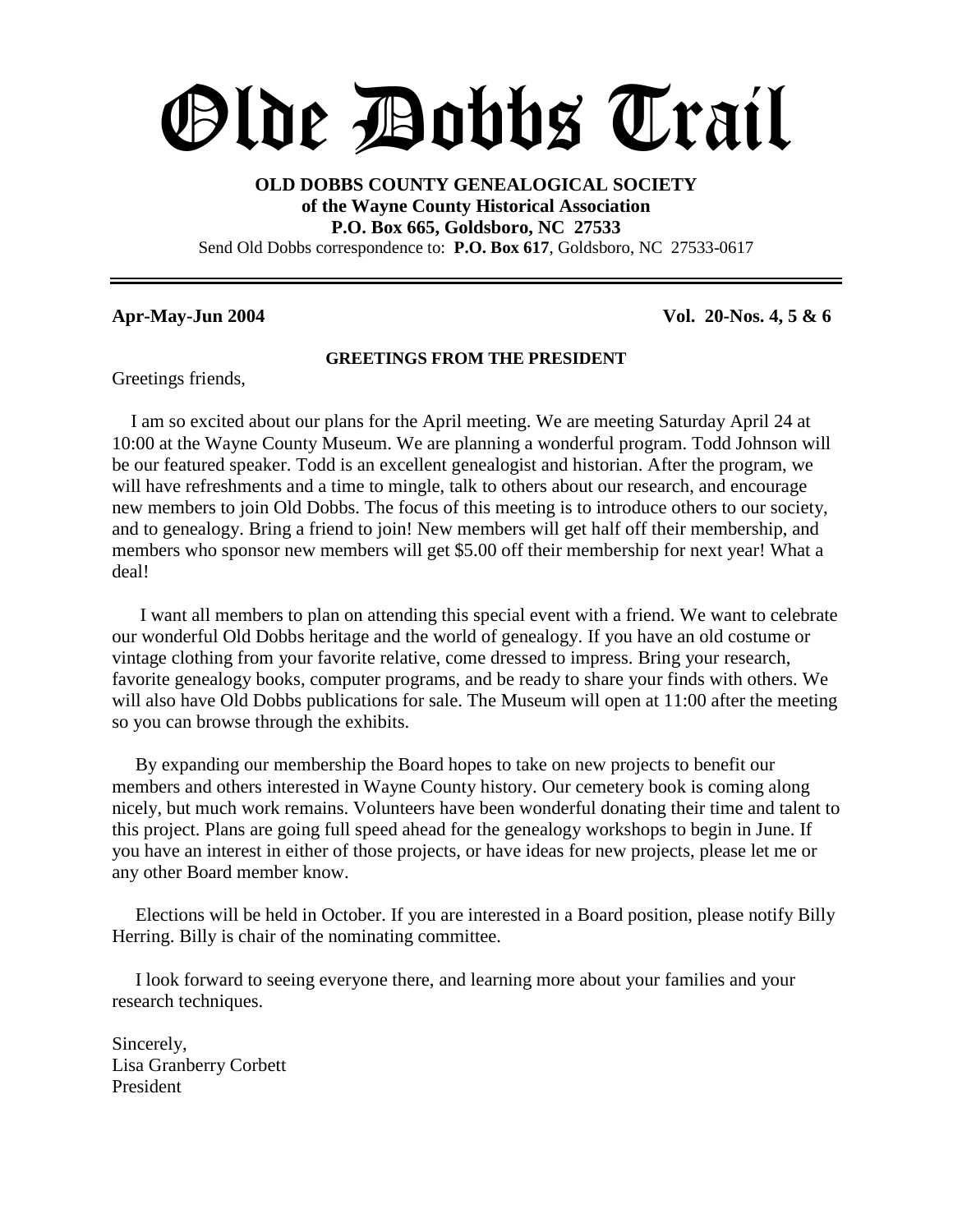# Olde Dobbs Trail

**OLD DOBBS COUNTY GENEALOGICAL SOCIETY**
**of the Wayne County Historical Association**
**P.O. Box 665, Goldsboro, NC 27533**
Send Old Dobbs correspondence to: **P.O. Box 617**, Goldsboro, NC 27533-0617

---

**Apr-May-Jun 2004** **Vol. 20-Nos. 4, 5 & 6**

## GREETINGS FROM THE PRESIDENT

Greetings friends,

I am so excited about our plans for the April meeting. We are meeting Saturday April 24 at 10:00 at the Wayne County Museum. We are planning a wonderful program. Todd Johnson will be our featured speaker. Todd is an excellent genealogist and historian. After the program, we will have refreshments and a time to mingle, talk to others about our research, and encourage new members to join Old Dobbs. The focus of this meeting is to introduce others to our society, and to genealogy. Bring a friend to join! New members will get half off their membership, and members who sponsor new members will get $5.00 off their membership for next year! What a deal!

I want all members to plan on attending this special event with a friend. We want to celebrate our wonderful Old Dobbs heritage and the world of genealogy. If you have an old costume or vintage clothing from your favorite relative, come dressed to impress. Bring your research, favorite genealogy books, computer programs, and be ready to share your finds with others. We will also have Old Dobbs publications for sale. The Museum will open at 11:00 after the meeting so you can browse through the exhibits.

By expanding our membership the Board hopes to take on new projects to benefit our members and others interested in Wayne County history. Our cemetery book is coming along nicely, but much work remains. Volunteers have been wonderful donating their time and talent to this project. Plans are going full speed ahead for the genealogy workshops to begin in June. If you have an interest in either of those projects, or have ideas for new projects, please let me or any other Board member know.

Elections will be held in October. If you are interested in a Board position, please notify Billy Herring. Billy is chair of the nominating committee.

I look forward to seeing everyone there, and learning more about your families and your research techniques.

Sincerely,
Lisa Granberry Corbett
President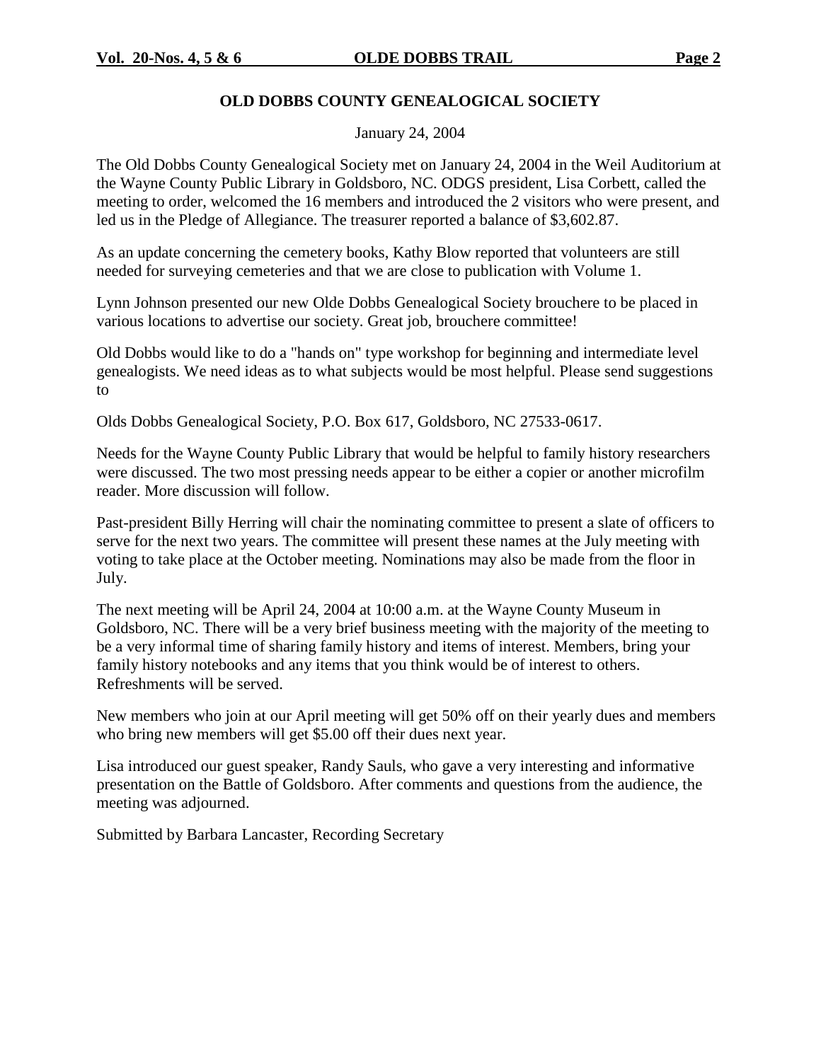## OLD DOBBS COUNTY GENEALOGICAL SOCIETY

January 24, 2004

The Old Dobbs County Genealogical Society met on January 24, 2004 in the Weil Auditorium at the Wayne County Public Library in Goldsboro, NC. ODGS president, Lisa Corbett, called the meeting to order, welcomed the 16 members and introduced the 2 visitors who were present, and led us in the Pledge of Allegiance. The treasurer reported a balance of $3,602.87.

As an update concerning the cemetery books, Kathy Blow reported that volunteers are still needed for surveying cemeteries and that we are close to publication with Volume 1.

Lynn Johnson presented our new Olde Dobbs Genealogical Society brouchere to be placed in various locations to advertise our society. Great job, brouchere committee!

Old Dobbs would like to do a "hands on" type workshop for beginning and intermediate level genealogists. We need ideas as to what subjects would be most helpful. Please send suggestions to

Olds Dobbs Genealogical Society, P.O. Box 617, Goldsboro, NC 27533-0617.

Needs for the Wayne County Public Library that would be helpful to family history researchers were discussed. The two most pressing needs appear to be either a copier or another microfilm reader. More discussion will follow.

Past-president Billy Herring will chair the nominating committee to present a slate of officers to serve for the next two years. The committee will present these names at the July meeting with voting to take place at the October meeting. Nominations may also be made from the floor in July.

The next meeting will be April 24, 2004 at 10:00 a.m. at the Wayne County Museum in Goldsboro, NC. There will be a very brief business meeting with the majority of the meeting to be a very informal time of sharing family history and items of interest. Members, bring your family history notebooks and any items that you think would be of interest to others. Refreshments will be served.

New members who join at our April meeting will get 50% off on their yearly dues and members who bring new members will get $5.00 off their dues next year.

Lisa introduced our guest speaker, Randy Sauls, who gave a very interesting and informative presentation on the Battle of Goldsboro. After comments and questions from the audience, the meeting was adjourned.

Submitted by Barbara Lancaster, Recording Secretary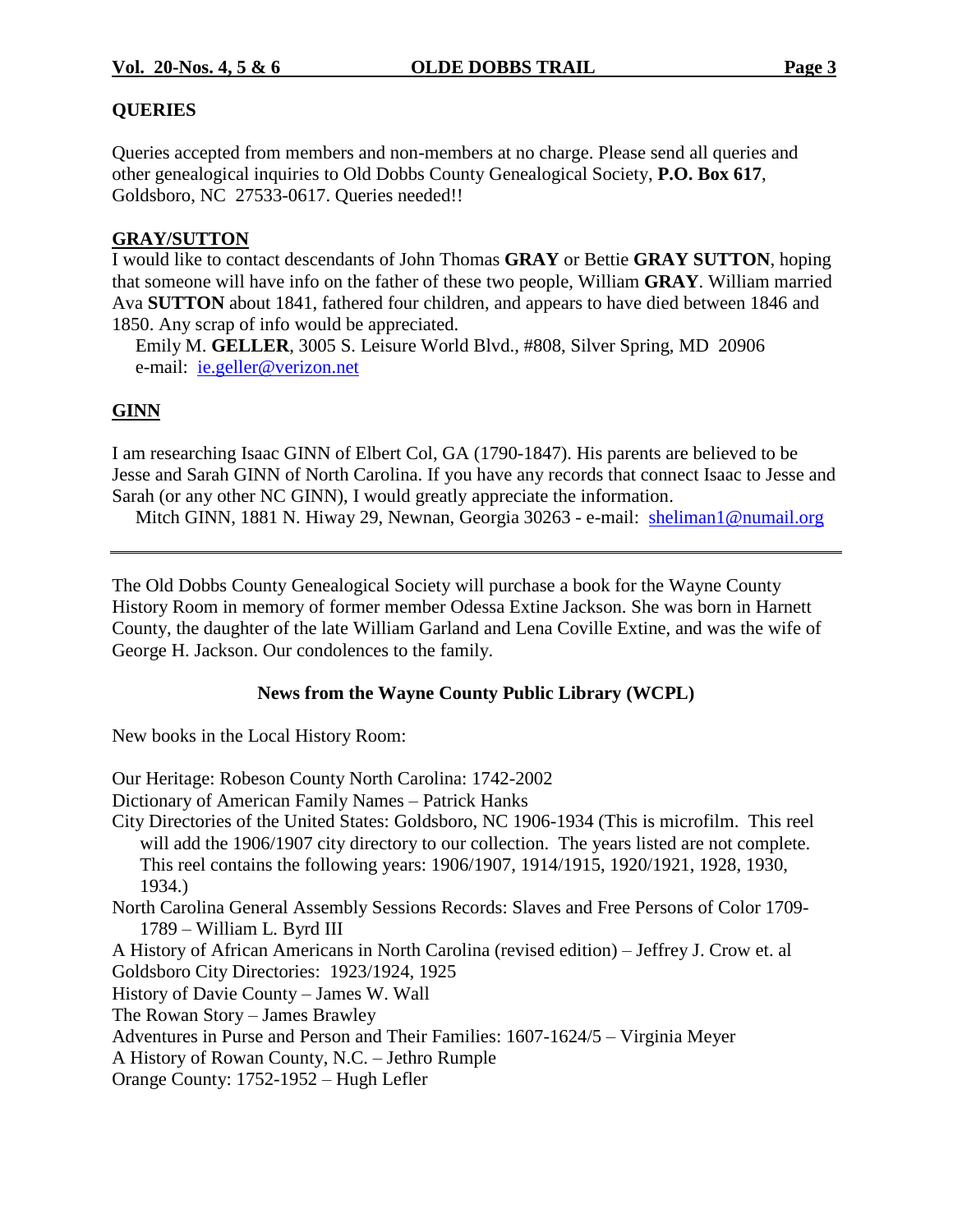## QUERIES

Queries accepted from members and non-members at no charge. Please send all queries and other genealogical inquiries to Old Dobbs County Genealogical Society, **P.O. Box 617**, Goldsboro, NC 27533-0617. Queries needed!!

### GRAY/SUTTON

I would like to contact descendants of John Thomas **GRAY** or Bettie **GRAY SUTTON**, hoping that someone will have info on the father of these two people, William **GRAY**. William married Ava **SUTTON** about 1841, fathered four children, and appears to have died between 1846 and 1850. Any scrap of info would be appreciated.

Emily M. **GELLER**, 3005 S. Leisure World Blvd., #808, Silver Spring, MD 20906
e-mail: ie.geller@verizon.net

### GINN

I am researching Isaac GINN of Elbert Col, GA (1790-1847). His parents are believed to be Jesse and Sarah GINN of North Carolina. If you have any records that connect Isaac to Jesse and Sarah (or any other NC GINN), I would greatly appreciate the information.

Mitch GINN, 1881 N. Hiway 29, Newnan, Georgia 30263 - e-mail: sheliman1@numail.org

---

The Old Dobbs County Genealogical Society will purchase a book for the Wayne County History Room in memory of former member Odessa Extine Jackson. She was born in Harnett County, the daughter of the late William Garland and Lena Coville Extine, and was the wife of George H. Jackson. Our condolences to the family.

**News from the Wayne County Public Library (WCPL)**

New books in the Local History Room:

Our Heritage: Robeson County North Carolina: 1742-2002
Dictionary of American Family Names – Patrick Hanks
City Directories of the United States: Goldsboro, NC 1906-1934 (This is microfilm. This reel will add the 1906/1907 city directory to our collection. The years listed are not complete. This reel contains the following years: 1906/1907, 1914/1915, 1920/1921, 1928, 1930, 1934.)
North Carolina General Assembly Sessions Records: Slaves and Free Persons of Color 1709-1789 – William L. Byrd III
A History of African Americans in North Carolina (revised edition) – Jeffrey J. Crow et. al
Goldsboro City Directories: 1923/1924, 1925
History of Davie County – James W. Wall
The Rowan Story – James Brawley
Adventures in Purse and Person and Their Families: 1607-1624/5 – Virginia Meyer
A History of Rowan County, N.C. – Jethro Rumple
Orange County: 1752-1952 – Hugh Lefler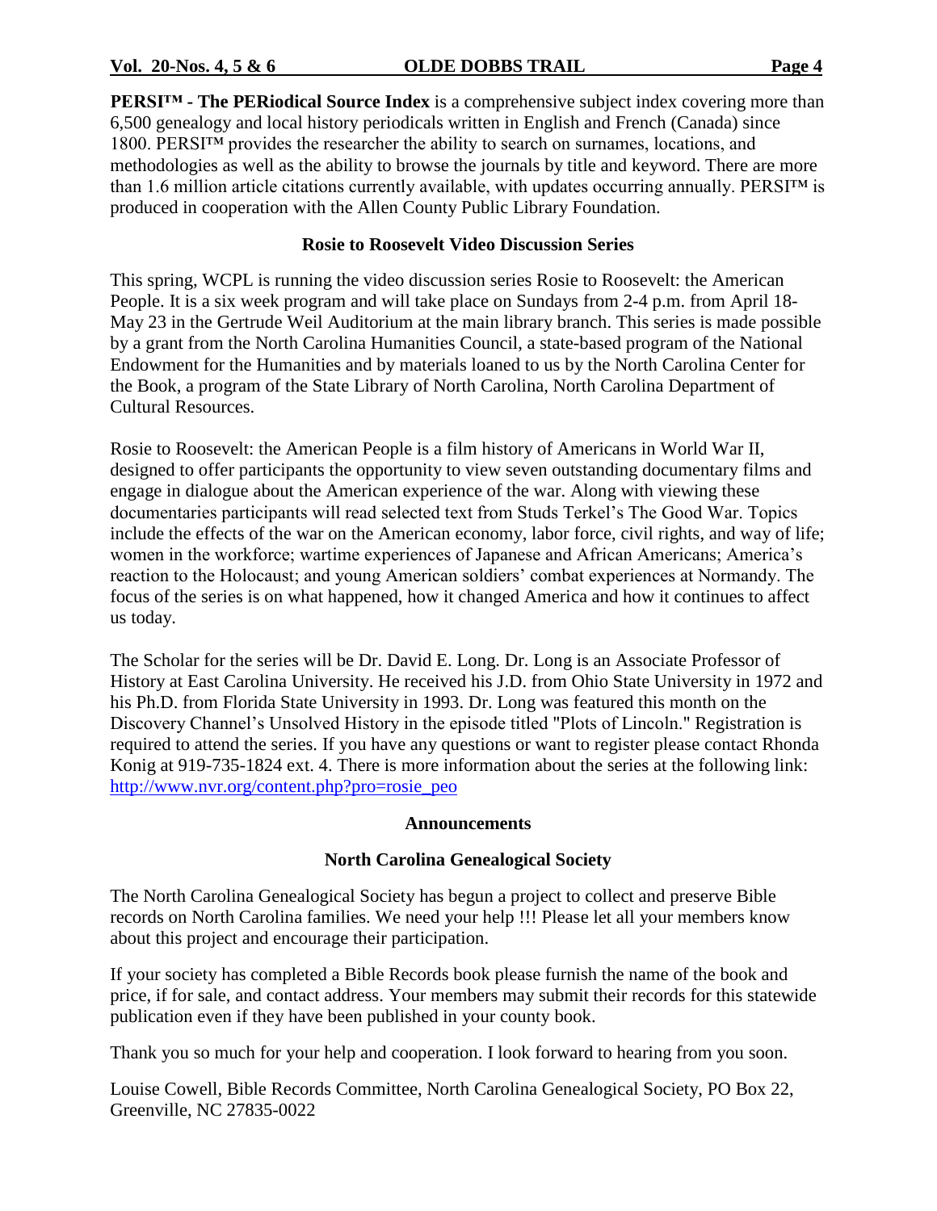**PERSI™ - The PERiodical Source Index** is a comprehensive subject index covering more than 6,500 genealogy and local history periodicals written in English and French (Canada) since 1800. PERSI™ provides the researcher the ability to search on surnames, locations, and methodologies as well as the ability to browse the journals by title and keyword. There are more than 1.6 million article citations currently available, with updates occurring annually. PERSI™ is produced in cooperation with the Allen County Public Library Foundation.

## Rosie to Roosevelt Video Discussion Series

This spring, WCPL is running the video discussion series Rosie to Roosevelt: the American People. It is a six week program and will take place on Sundays from 2-4 p.m. from April 18-May 23 in the Gertrude Weil Auditorium at the main library branch. This series is made possible by a grant from the North Carolina Humanities Council, a state-based program of the National Endowment for the Humanities and by materials loaned to us by the North Carolina Center for the Book, a program of the State Library of North Carolina, North Carolina Department of Cultural Resources.

Rosie to Roosevelt: the American People is a film history of Americans in World War II, designed to offer participants the opportunity to view seven outstanding documentary films and engage in dialogue about the American experience of the war. Along with viewing these documentaries participants will read selected text from Studs Terkel's The Good War. Topics include the effects of the war on the American economy, labor force, civil rights, and way of life; women in the workforce; wartime experiences of Japanese and African Americans; America's reaction to the Holocaust; and young American soldiers' combat experiences at Normandy. The focus of the series is on what happened, how it changed America and how it continues to affect us today.

The Scholar for the series will be Dr. David E. Long. Dr. Long is an Associate Professor of History at East Carolina University. He received his J.D. from Ohio State University in 1972 and his Ph.D. from Florida State University in 1993. Dr. Long was featured this month on the Discovery Channel's Unsolved History in the episode titled "Plots of Lincoln." Registration is required to attend the series. If you have any questions or want to register please contact Rhonda Konig at 919-735-1824 ext. 4. There is more information about the series at the following link: http://www.nvr.org/content.php?pro=rosie_peo

## Announcements

### North Carolina Genealogical Society

The North Carolina Genealogical Society has begun a project to collect and preserve Bible records on North Carolina families. We need your help !!! Please let all your members know about this project and encourage their participation.

If your society has completed a Bible Records book please furnish the name of the book and price, if for sale, and contact address. Your members may submit their records for this statewide publication even if they have been published in your county book.

Thank you so much for your help and cooperation. I look forward to hearing from you soon.

Louise Cowell, Bible Records Committee, North Carolina Genealogical Society, PO Box 22, Greenville, NC 27835-0022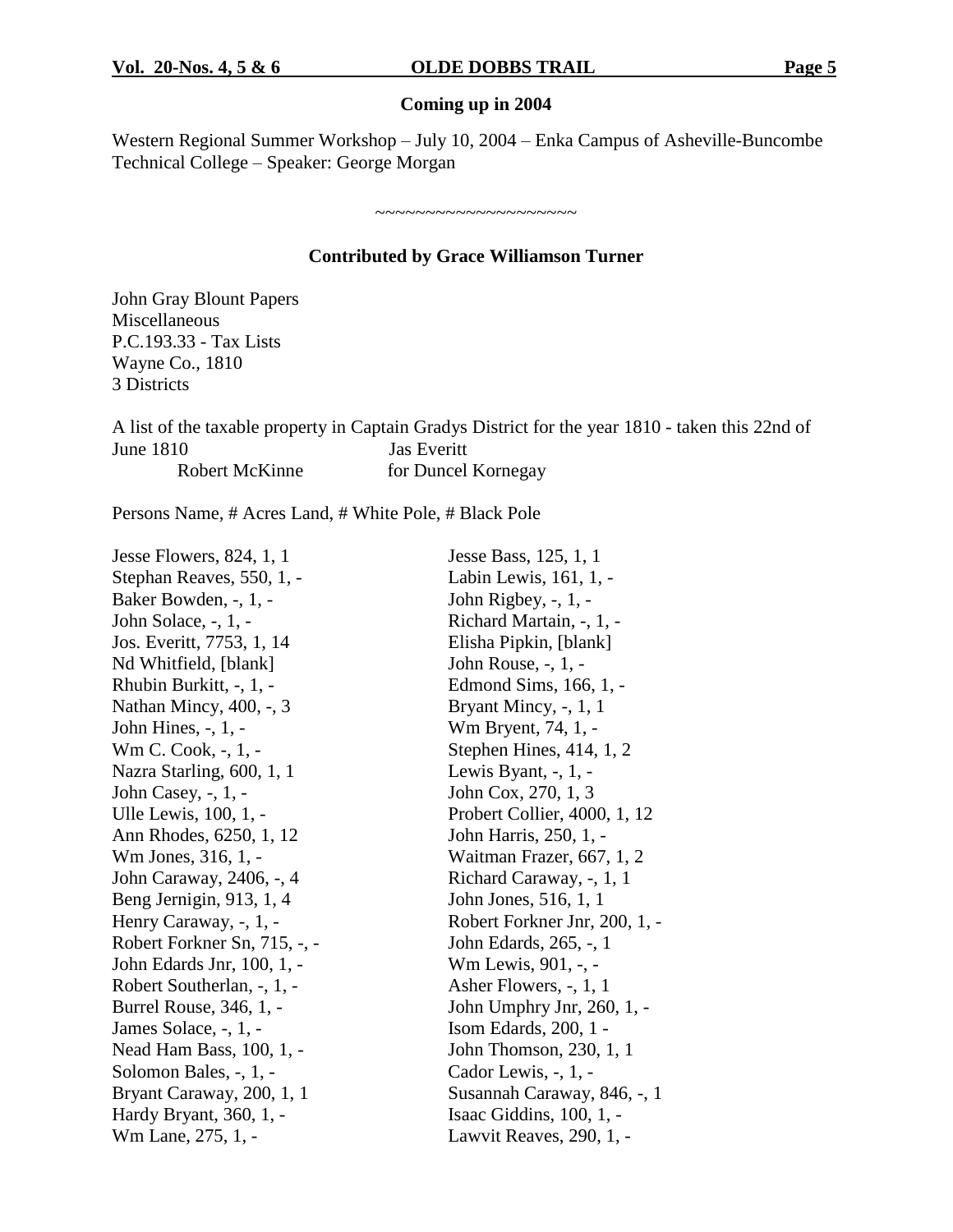## Coming up in 2004

Western Regional Summer Workshop – July 10, 2004 – Enka Campus of Asheville-Buncombe Technical College – Speaker: George Morgan

~~~~~~~~~~~~~~~~~~~~~

## Contributed by Grace Williamson Turner

John Gray Blount Papers  
Miscellaneous  
P.C.193.33 - Tax Lists  
Wayne Co., 1810  
3 Districts

A list of the taxable property in Captain Gradys District for the year 1810 - taken this 22nd of June 1810 Jas Everitt  
Robert McKinne for Duncel Kornegay

Persons Name, # Acres Land, # White Pole, # Black Pole

Jesse Flowers, 824, 1, 1  
Stephan Reaves, 550, 1, -  
Baker Bowden, -, 1, -  
John Solace, -, 1, -  
Jos. Everitt, 7753, 1, 14  
Nd Whitfield, [blank]  
Rhubin Burkitt, -, 1, -  
Nathan Mincy, 400, -, 3  
John Hines, -, 1, -  
Wm C. Cook, -, 1, -  
Nazra Starling, 600, 1, 1  
John Casey, -, 1, -  
Ulle Lewis, 100, 1, -  
Ann Rhodes, 6250, 1, 12  
Wm Jones, 316, 1, -  
John Caraway, 2406, -, 4  
Beng Jernigin, 913, 1, 4  
Henry Caraway, -, 1, -  
Robert Forkner Sn, 715, -, -  
John Edards Jnr, 100, 1, -  
Robert Southerlan, -, 1, -  
Burrel Rouse, 346, 1, -  
James Solace, -, 1, -  
Nead Ham Bass, 100, 1, -  
Solomon Bales, -, 1, -  
Bryant Caraway, 200, 1, 1  
Hardy Bryant, 360, 1, -  
Wm Lane, 275, 1, -  
Jesse Bass, 125, 1, 1  
Labin Lewis, 161, 1, -  
John Rigbey, -, 1, -  
Richard Martain, -, 1, -  
Elisha Pipkin, [blank]  
John Rouse, -, 1, -  
Edmond Sims, 166, 1, -  
Bryant Mincy, -, 1, 1  
Wm Bryent, 74, 1, -  
Stephen Hines, 414, 1, 2  
Lewis Byant, -, 1, -  
John Cox, 270, 1, 3  
Probert Collier, 4000, 1, 12  
John Harris, 250, 1, -  
Waitman Frazer, 667, 1, 2  
Richard Caraway, -, 1, 1  
John Jones, 516, 1, 1  
Robert Forkner Jnr, 200, 1, -  
John Edards, 265, -, 1  
Wm Lewis, 901, -, -  
Asher Flowers, -, 1, 1  
John Umphry Jnr, 260, 1, -  
Isom Edards, 200, 1 -  
John Thomson, 230, 1, 1  
Cador Lewis, -, 1, -  
Susannah Caraway, 846, -, 1  
Isaac Giddins, 100, 1, -  
Lawvit Reaves, 290, 1, -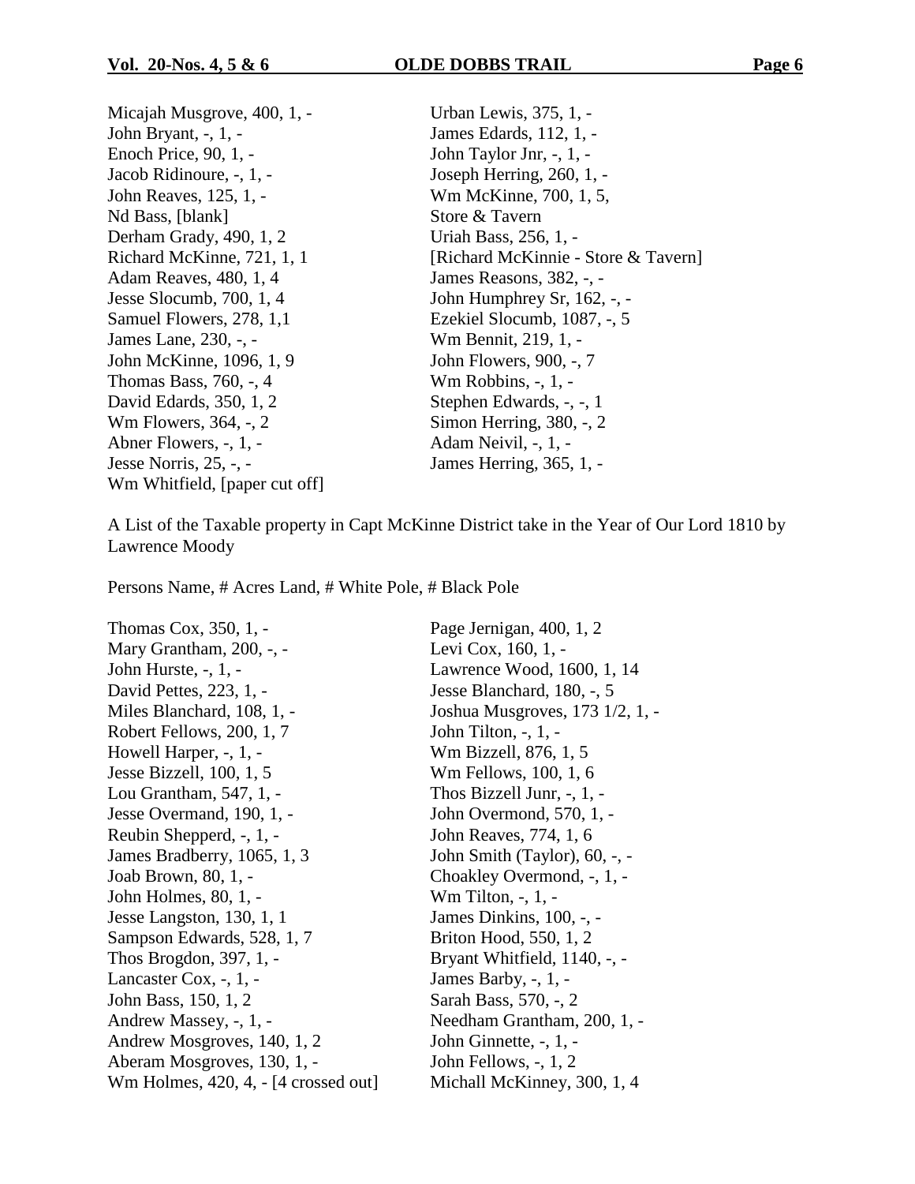Micajah Musgrove, 400, 1, -
John Bryant, -, 1, -
Enoch Price, 90, 1, -
Jacob Ridinoure, -, 1, -
John Reaves, 125, 1, -
Nd Bass, [blank]
Derham Grady, 490, 1, 2
Richard McKinne, 721, 1, 1
Adam Reaves, 480, 1, 4
Jesse Slocumb, 700, 1, 4
Samuel Flowers, 278, 1,1
James Lane, 230, -, -
John McKinne, 1096, 1, 9
Thomas Bass, 760, -, 4
David Edards, 350, 1, 2
Wm Flowers, 364, -, 2
Abner Flowers, -, 1, -
Jesse Norris, 25, -, -
Wm Whitfield, [paper cut off]
Urban Lewis, 375, 1, -
James Edards, 112, 1, -
John Taylor Jnr, -, 1, -
Joseph Herring, 260, 1, -
Wm McKinne, 700, 1, 5,
Store & Tavern
Uriah Bass, 256, 1, -
[Richard McKinnie - Store & Tavern]
James Reasons, 382, -, -
John Humphrey Sr, 162, -, -
Ezekiel Slocumb, 1087, -, 5
Wm Bennit, 219, 1, -
John Flowers, 900, -, 7
Wm Robbins, -, 1, -
Stephen Edwards, -, -, 1
Simon Herring, 380, -, 2
Adam Neivil, -, 1, -
James Herring, 365, 1, -

A List of the Taxable property in Capt McKinne District take in the Year of Our Lord 1810 by Lawrence Moody

Persons Name, # Acres Land, # White Pole, # Black Pole

Thomas Cox, 350, 1, -
Mary Grantham, 200, -, -
John Hurste, -, 1, -
David Pettes, 223, 1, -
Miles Blanchard, 108, 1, -
Robert Fellows, 200, 1, 7
Howell Harper, -, 1, -
Jesse Bizzell, 100, 1, 5
Lou Grantham, 547, 1, -
Jesse Overmand, 190, 1, -
Reubin Shepperd, -, 1, -
James Bradberry, 1065, 1, 3
Joab Brown, 80, 1, -
John Holmes, 80, 1, -
Jesse Langston, 130, 1, 1
Sampson Edwards, 528, 1, 7
Thos Brogdon, 397, 1, -
Lancaster Cox, -, 1, -
John Bass, 150, 1, 2
Andrew Massey, -, 1, -
Andrew Mosgroves, 140, 1, 2
Aberam Mosgroves, 130, 1, -
Wm Holmes, 420, 4, - [4 crossed out]
Page Jernigan, 400, 1, 2
Levi Cox, 160, 1, -
Lawrence Wood, 1600, 1, 14
Jesse Blanchard, 180, -, 5
Joshua Musgroves, 173 1/2, 1, -
John Tilton, -, 1, -
Wm Bizzell, 876, 1, 5
Wm Fellows, 100, 1, 6
Thos Bizzell Junr, -, 1, -
John Overmond, 570, 1, -
John Reaves, 774, 1, 6
John Smith (Taylor), 60, -, -
Choakley Overmond, -, 1, -
Wm Tilton, -, 1, -
James Dinkins, 100, -, -
Briton Hood, 550, 1, 2
Bryant Whitfield, 1140, -, -
James Barby, -, 1, -
Sarah Bass, 570, -, 2
Needham Grantham, 200, 1, -
John Ginnette, -, 1, -
John Fellows, -, 1, 2
Michall McKinney, 300, 1, 4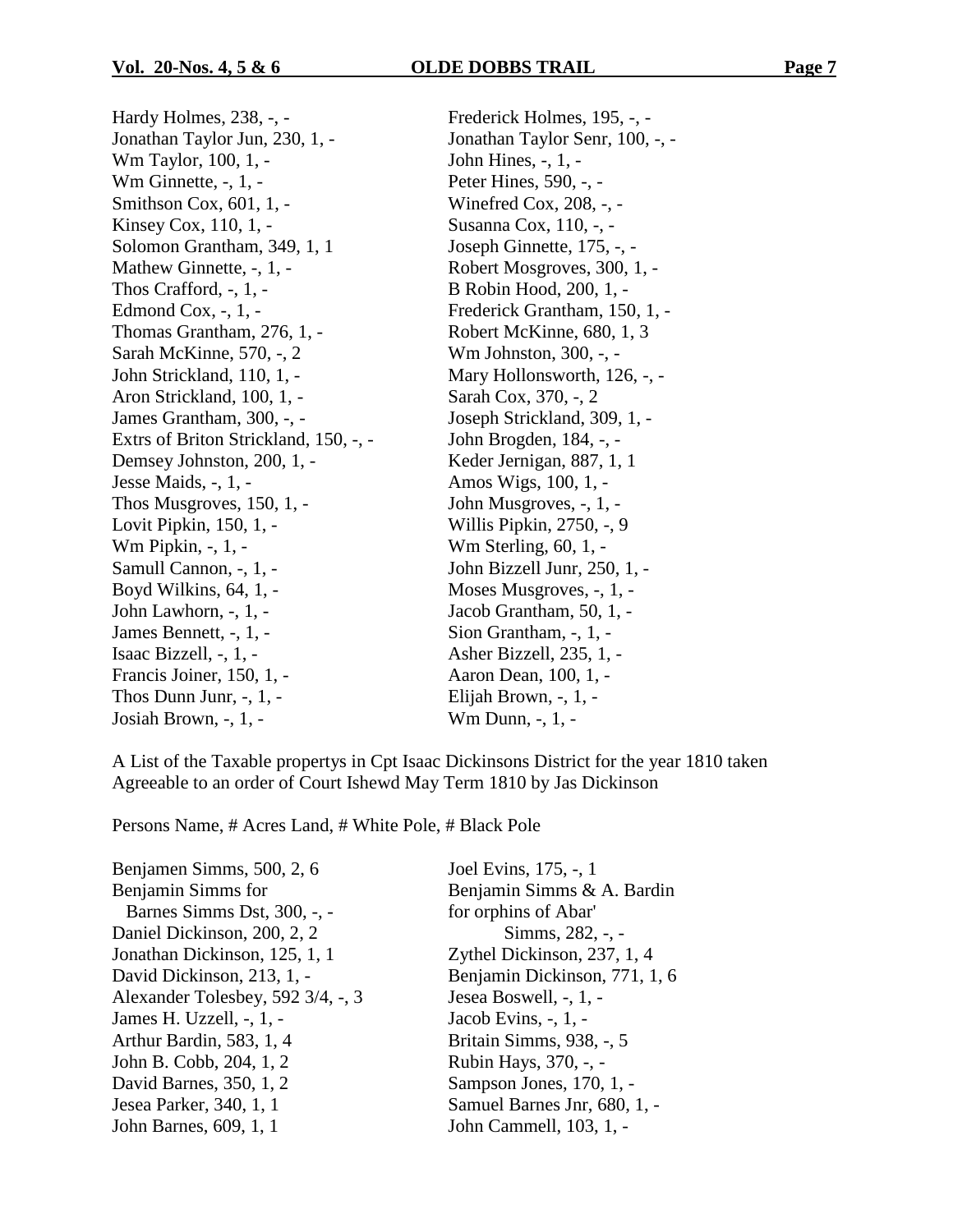Hardy Holmes, 238, -, -
Jonathan Taylor Jun, 230, 1, -
Wm Taylor, 100, 1, -
Wm Ginnette, -, 1, -
Smithson Cox, 601, 1, -
Kinsey Cox, 110, 1, -
Solomon Grantham, 349, 1, 1
Mathew Ginnette, -, 1, -
Thos Crafford, -, 1, -
Edmond Cox, -, 1, -
Thomas Grantham, 276, 1, -
Sarah McKinne, 570, -, 2
John Strickland, 110, 1, -
Aron Strickland, 100, 1, -
James Grantham, 300, -, -
Extrs of Briton Strickland, 150, -, -
Demsey Johnston, 200, 1, -
Jesse Maids, -, 1, -
Thos Musgroves, 150, 1, -
Lovit Pipkin, 150, 1, -
Wm Pipkin, -, 1, -
Samull Cannon, -, 1, -
Boyd Wilkins, 64, 1, -
John Lawhorn, -, 1, -
James Bennett, -, 1, -
Isaac Bizzell, -, 1, -
Francis Joiner, 150, 1, -
Thos Dunn Junr, -, 1, -
Josiah Brown, -, 1, -
Frederick Holmes, 195, -, -
Jonathan Taylor Senr, 100, -, -
John Hines, -, 1, -
Peter Hines, 590, -, -
Winefred Cox, 208, -, -
Susanna Cox, 110, -, -
Joseph Ginnette, 175, -, -
Robert Mosgroves, 300, 1, -
B Robin Hood, 200, 1, -
Frederick Grantham, 150, 1, -
Robert McKinne, 680, 1, 3
Wm Johnston, 300, -, -
Mary Hollonsworth, 126, -, -
Sarah Cox, 370, -, 2
Joseph Strickland, 309, 1, -
John Brogden, 184, -, -
Keder Jernigan, 887, 1, 1
Amos Wigs, 100, 1, -
John Musgroves, -, 1, -
Willis Pipkin, 2750, -, 9
Wm Sterling, 60, 1, -
John Bizzell Junr, 250, 1, -
Moses Musgroves, -, 1, -
Jacob Grantham, 50, 1, -
Sion Grantham, -, 1, -
Asher Bizzell, 235, 1, -
Aaron Dean, 100, 1, -
Elijah Brown, -, 1, -
Wm Dunn, -, 1, -

A List of the Taxable propertys in Cpt Isaac Dickinsons District for the year 1810 taken Agreeable to an order of Court Ishewd May Term 1810 by Jas Dickinson

Persons Name, # Acres Land, # White Pole, # Black Pole

Benjamen Simms, 500, 2, 6
Benjamin Simms for Barnes Simms Dst, 300, -, -
Daniel Dickinson, 200, 2, 2
Jonathan Dickinson, 125, 1, 1
David Dickinson, 213, 1, -
Alexander Tolesbey, 592 3/4, -, 3
James H. Uzzell, -, 1, -
Arthur Bardin, 583, 1, 4
John B. Cobb, 204, 1, 2
David Barnes, 350, 1, 2
Jesea Parker, 340, 1, 1
John Barnes, 609, 1, 1
Joel Evins, 175, -, 1
Benjamin Simms & A. Bardin for orphins of Abar' Simms, 282, -, -
Zythel Dickinson, 237, 1, 4
Benjamin Dickinson, 771, 1, 6
Jesea Boswell, -, 1, -
Jacob Evins, -, 1, -
Britain Simms, 938, -, 5
Rubin Hays, 370, -, -
Sampson Jones, 170, 1, -
Samuel Barnes Jnr, 680, 1, -
John Cammell, 103, 1, -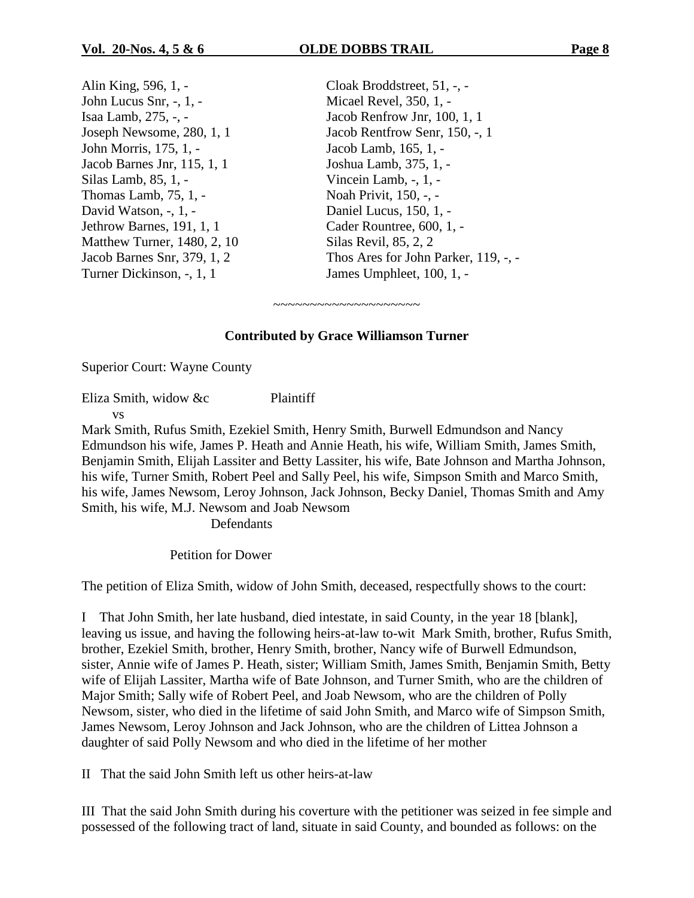Alin King, 596, 1, -
John Lucus Snr, -, 1, -
Isaa Lamb, 275, -, -
Joseph Newsome, 280, 1, 1
John Morris, 175, 1, -
Jacob Barnes Jnr, 115, 1, 1
Silas Lamb, 85, 1, -
Thomas Lamb, 75, 1, -
David Watson, -, 1, -
Jethrow Barnes, 191, 1, 1
Matthew Turner, 1480, 2, 10
Jacob Barnes Snr, 379, 1, 2
Turner Dickinson, -, 1, 1
Cloak Broddstreet, 51, -, -
Micael Revel, 350, 1, -
Jacob Renfrow Jnr, 100, 1, 1
Jacob Rentfrow Senr, 150, -, 1
Jacob Lamb, 165, 1, -
Joshua Lamb, 375, 1, -
Vincein Lamb, -, 1, -
Noah Privit, 150, -, -
Daniel Lucus, 150, 1, -
Cader Rountree, 600, 1, -
Silas Revil, 85, 2, 2
Thos Ares for John Parker, 119, -, -
James Umphleet, 100, 1, -

~~~~~~~~~~~~~~~~~~~~

**Contributed by Grace Williamson Turner**

Superior Court: Wayne County

Eliza Smith, widow &c Plaintiff

vs

Mark Smith, Rufus Smith, Ezekiel Smith, Henry Smith, Burwell Edmundson and Nancy Edmundson his wife, James P. Heath and Annie Heath, his wife, William Smith, James Smith, Benjamin Smith, Elijah Lassiter and Betty Lassiter, his wife, Bate Johnson and Martha Johnson, his wife, Turner Smith, Robert Peel and Sally Peel, his wife, Simpson Smith and Marco Smith, his wife, James Newsom, Leroy Johnson, Jack Johnson, Becky Daniel, Thomas Smith and Amy Smith, his wife, M.J. Newsom and Joab Newsom

Defendants

Petition for Dower

The petition of Eliza Smith, widow of John Smith, deceased, respectfully shows to the court:

I That John Smith, her late husband, died intestate, in said County, in the year 18 [blank], leaving us issue, and having the following heirs-at-law to-wit Mark Smith, brother, Rufus Smith, brother, Ezekiel Smith, brother, Henry Smith, brother, Nancy wife of Burwell Edmundson, sister, Annie wife of James P. Heath, sister; William Smith, James Smith, Benjamin Smith, Betty wife of Elijah Lassiter, Martha wife of Bate Johnson, and Turner Smith, who are the children of Major Smith; Sally wife of Robert Peel, and Joab Newsom, who are the children of Polly Newsom, sister, who died in the lifetime of said John Smith, and Marco wife of Simpson Smith, James Newsom, Leroy Johnson and Jack Johnson, who are the children of Littea Johnson a daughter of said Polly Newsom and who died in the lifetime of her mother

II That the said John Smith left us other heirs-at-law

III That the said John Smith during his coverture with the petitioner was seized in fee simple and possessed of the following tract of land, situate in said County, and bounded as follows: on the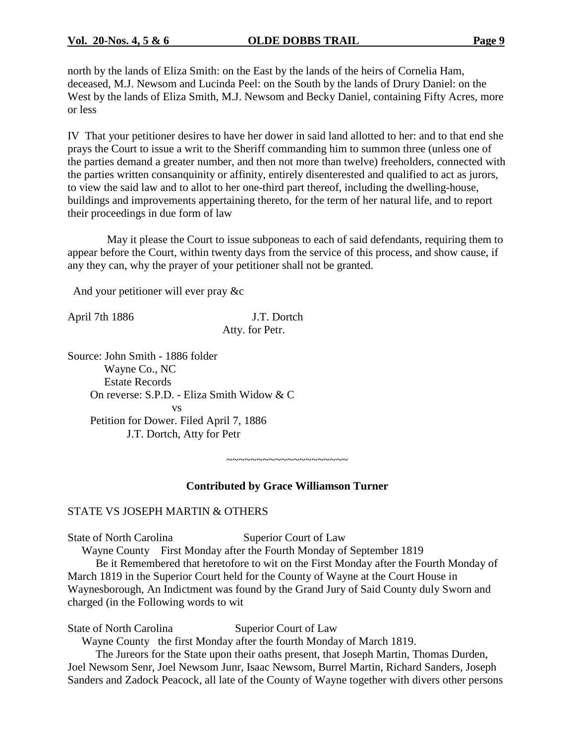north by the lands of Eliza Smith: on the East by the lands of the heirs of Cornelia Ham, deceased, M.J. Newsom and Lucinda Peel: on the South by the lands of Drury Daniel: on the West by the lands of Eliza Smith, M.J. Newsom and Becky Daniel, containing Fifty Acres, more or less

IV That your petitioner desires to have her dower in said land allotted to her: and to that end she prays the Court to issue a writ to the Sheriff commanding him to summon three (unless one of the parties demand a greater number, and then not more than twelve) freeholders, connected with the parties written consanquinity or affinity, entirely disenterested and qualified to act as jurors, to view the said law and to allot to her one-third part thereof, including the dwelling-house, buildings and improvements appertaining thereto, for the term of her natural life, and to report their proceedings in due form of law

May it please the Court to issue subponeas to each of said defendants, requiring them to appear before the Court, within twenty days from the service of this process, and show cause, if any they can, why the prayer of your petitioner shall not be granted.

And your petitioner will ever pray &c

April 7th 1886 J.T. Dortch
Atty. for Petr.

Source: John Smith - 1886 folder
Wayne Co., NC
Estate Records
On reverse: S.P.D. - Eliza Smith Widow & C
vs
Petition for Dower. Filed April 7, 1886
J.T. Dortch, Atty for Petr

~~~~~~~~~~~~~~~~~~~~

**Contributed by Grace Williamson Turner**

STATE VS JOSEPH MARTIN & OTHERS

State of North Carolina Superior Court of Law
Wayne County First Monday after the Fourth Monday of September 1819

Be it Remembered that heretofore to wit on the First Monday after the Fourth Monday of March 1819 in the Superior Court held for the County of Wayne at the Court House in Waynesborough, An Indictment was found by the Grand Jury of Said County duly Sworn and charged (in the Following words to wit

State of North Carolina Superior Court of Law
Wayne County the first Monday after the fourth Monday of March 1819.

The Jureors for the State upon their oaths present, that Joseph Martin, Thomas Durden, Joel Newsom Senr, Joel Newsom Junr, Isaac Newsom, Burrel Martin, Richard Sanders, Joseph Sanders and Zadock Peacock, all late of the County of Wayne together with divers other persons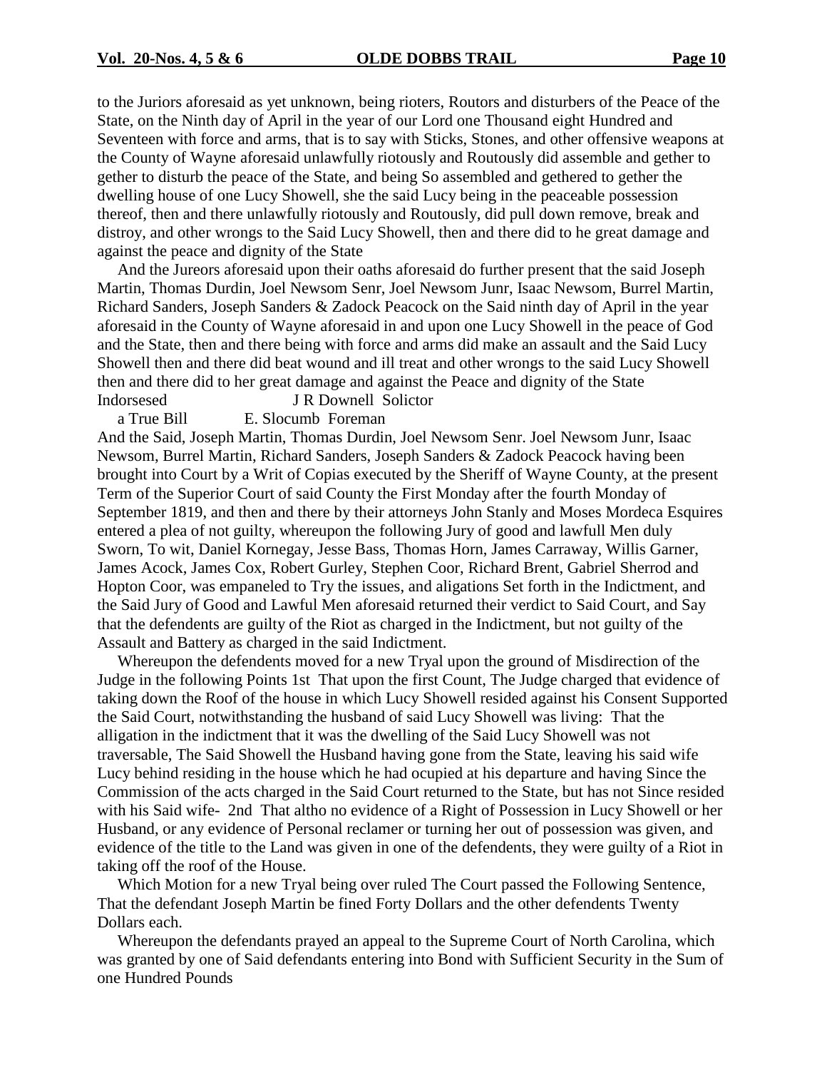to the Juriors aforesaid as yet unknown, being rioters, Routors and disturbers of the Peace of the State, on the Ninth day of April in the year of our Lord one Thousand eight Hundred and Seventeen with force and arms, that is to say with Sticks, Stones, and other offensive weapons at the County of Wayne aforesaid unlawfully riotously and Routously did assemble and gether to gether to disturb the peace of the State, and being So assembled and gethered to gether the dwelling house of one Lucy Showell, she the said Lucy being in the peaceable possession thereof, then and there unlawfully riotously and Routously, did pull down remove, break and distroy, and other wrongs to the Said Lucy Showell, then and there did to he great damage and against the peace and dignity of the State

And the Jureors aforesaid upon their oaths aforesaid do further present that the said Joseph Martin, Thomas Durdin, Joel Newsom Senr, Joel Newsom Junr, Isaac Newsom, Burrel Martin, Richard Sanders, Joseph Sanders & Zadock Peacock on the Said ninth day of April in the year aforesaid in the County of Wayne aforesaid in and upon one Lucy Showell in the peace of God and the State, then and there being with force and arms did make an assault and the Said Lucy Showell then and there did beat wound and ill treat and other wrongs to the said Lucy Showell then and there did to her great damage and against the Peace and dignity of the State

Indorsesed J R Downell Solictor

a True Bill E. Slocumb Foreman

And the Said, Joseph Martin, Thomas Durdin, Joel Newsom Senr. Joel Newsom Junr, Isaac Newsom, Burrel Martin, Richard Sanders, Joseph Sanders & Zadock Peacock having been brought into Court by a Writ of Copias executed by the Sheriff of Wayne County, at the present Term of the Superior Court of said County the First Monday after the fourth Monday of September 1819, and then and there by their attorneys John Stanly and Moses Mordeca Esquires entered a plea of not guilty, whereupon the following Jury of good and lawfull Men duly Sworn, To wit, Daniel Kornegay, Jesse Bass, Thomas Horn, James Carraway, Willis Garner, James Acock, James Cox, Robert Gurley, Stephen Coor, Richard Brent, Gabriel Sherrod and Hopton Coor, was empaneled to Try the issues, and aligations Set forth in the Indictment, and the Said Jury of Good and Lawful Men aforesaid returned their verdict to Said Court, and Say that the defendents are guilty of the Riot as charged in the Indictment, but not guilty of the Assault and Battery as charged in the said Indictment.

Whereupon the defendents moved for a new Tryal upon the ground of Misdirection of the Judge in the following Points 1st That upon the first Count, The Judge charged that evidence of taking down the Roof of the house in which Lucy Showell resided against his Consent Supported the Said Court, notwithstanding the husband of said Lucy Showell was living: That the alligation in the indictment that it was the dwelling of the Said Lucy Showell was not traversable, The Said Showell the Husband having gone from the State, leaving his said wife Lucy behind residing in the house which he had ocupied at his departure and having Since the Commission of the acts charged in the Said Court returned to the State, but has not Since resided with his Said wife- 2nd That altho no evidence of a Right of Possession in Lucy Showell or her Husband, or any evidence of Personal reclamer or turning her out of possession was given, and evidence of the title to the Land was given in one of the defendents, they were guilty of a Riot in taking off the roof of the House.

Which Motion for a new Tryal being over ruled The Court passed the Following Sentence, That the defendant Joseph Martin be fined Forty Dollars and the other defendents Twenty Dollars each.

Whereupon the defendants prayed an appeal to the Supreme Court of North Carolina, which was granted by one of Said defendants entering into Bond with Sufficient Security in the Sum of one Hundred Pounds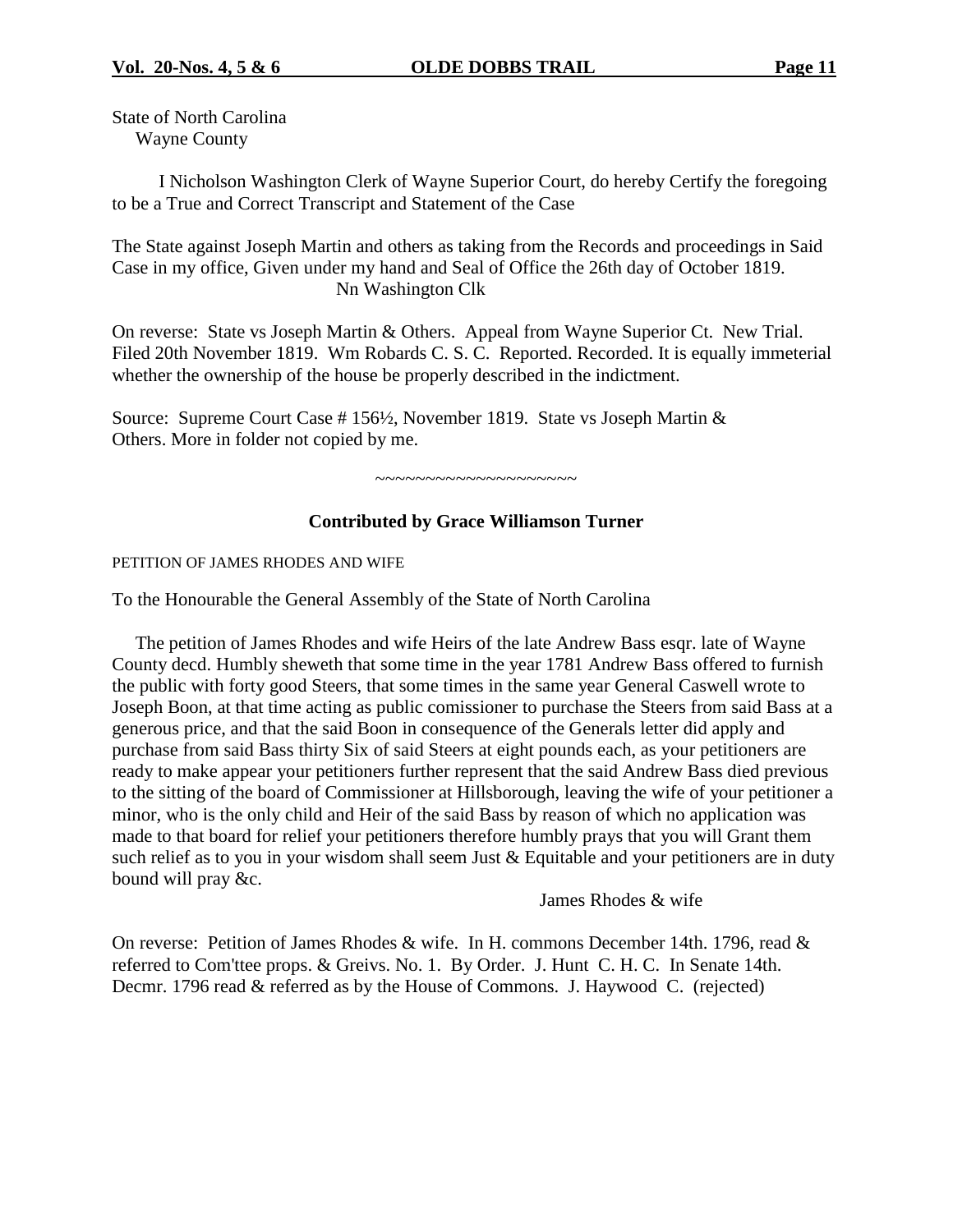State of North Carolina
Wayne County

I Nicholson Washington Clerk of Wayne Superior Court, do hereby Certify the foregoing to be a True and Correct Transcript and Statement of the Case

The State against Joseph Martin and others as taking from the Records and proceedings in Said Case in my office, Given under my hand and Seal of Office the 26th day of October 1819.
Nn Washington Clk

On reverse: State vs Joseph Martin & Others. Appeal from Wayne Superior Ct. New Trial. Filed 20th November 1819. Wm Robards C. S. C. Reported. Recorded. It is equally immeterial whether the ownership of the house be properly described in the indictment.

Source: Supreme Court Case # 156½, November 1819. State vs Joseph Martin & Others. More in folder not copied by me.

~~~~~~~~~~~~~~~~~~~~

**Contributed by Grace Williamson Turner**

PETITION OF JAMES RHODES AND WIFE

To the Honourable the General Assembly of the State of North Carolina

The petition of James Rhodes and wife Heirs of the late Andrew Bass esqr. late of Wayne County decd. Humbly sheweth that some time in the year 1781 Andrew Bass offered to furnish the public with forty good Steers, that some times in the same year General Caswell wrote to Joseph Boon, at that time acting as public comissioner to purchase the Steers from said Bass at a generous price, and that the said Boon in consequence of the Generals letter did apply and purchase from said Bass thirty Six of said Steers at eight pounds each, as your petitioners are ready to make appear your petitioners further represent that the said Andrew Bass died previous to the sitting of the board of Commissioner at Hillsborough, leaving the wife of your petitioner a minor, who is the only child and Heir of the said Bass by reason of which no application was made to that board for relief your petitioners therefore humbly prays that you will Grant them such relief as to you in your wisdom shall seem Just & Equitable and your petitioners are in duty bound will pray &c.

James Rhodes & wife

On reverse: Petition of James Rhodes & wife. In H. commons December 14th. 1796, read & referred to Com'ttee props. & Greivs. No. 1. By Order. J. Hunt C. H. C. In Senate 14th. Decmr. 1796 read & referred as by the House of Commons. J. Haywood C. (rejected)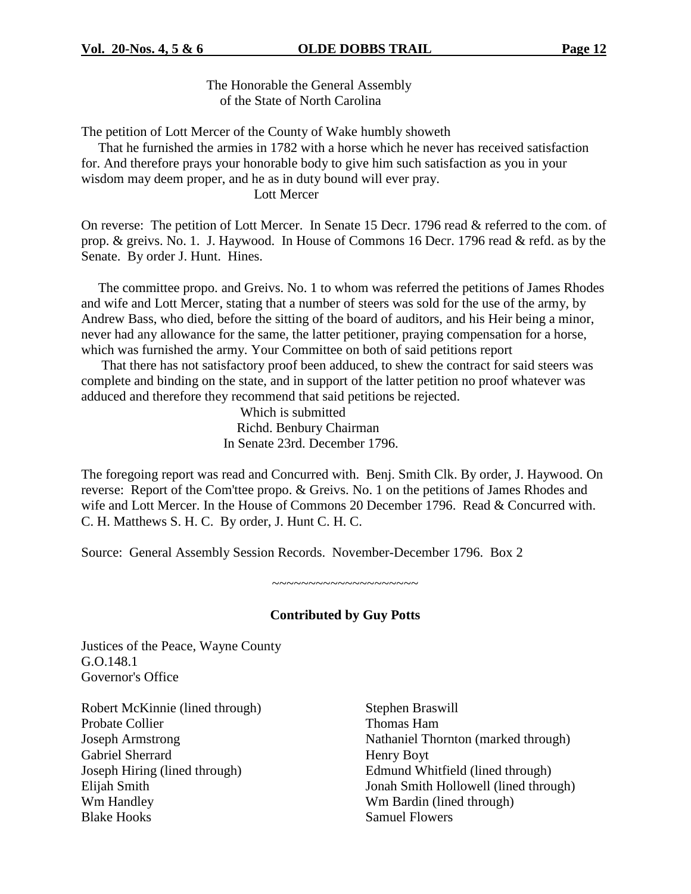The Honorable the General Assembly
of the State of North Carolina

The petition of Lott Mercer of the County of Wake humbly showeth

That he furnished the armies in 1782 with a horse which he never has received satisfaction for. And therefore prays your honorable body to give him such satisfaction as you in your wisdom may deem proper, and he as in duty bound will ever pray.

Lott Mercer

On reverse: The petition of Lott Mercer. In Senate 15 Decr. 1796 read & referred to the com. of prop. & greivs. No. 1. J. Haywood. In House of Commons 16 Decr. 1796 read & refd. as by the Senate. By order J. Hunt. Hines.

The committee propo. and Greivs. No. 1 to whom was referred the petitions of James Rhodes and wife and Lott Mercer, stating that a number of steers was sold for the use of the army, by Andrew Bass, who died, before the sitting of the board of auditors, and his Heir being a minor, never had any allowance for the same, the latter petitioner, praying compensation for a horse, which was furnished the army. Your Committee on both of said petitions report

That there has not satisfactory proof been adduced, to shew the contract for said steers was complete and binding on the state, and in support of the latter petition no proof whatever was adduced and therefore they recommend that said petitions be rejected.

Which is submitted
Richd. Benbury Chairman
In Senate 23rd. December 1796.

The foregoing report was read and Concurred with. Benj. Smith Clk. By order, J. Haywood. On reverse: Report of the Com'ttee propo. & Greivs. No. 1 on the petitions of James Rhodes and wife and Lott Mercer. In the House of Commons 20 December 1796. Read & Concurred with. C. H. Matthews S. H. C. By order, J. Hunt C. H. C.

Source: General Assembly Session Records. November-December 1796. Box 2

~~~~~~~~~~~~~~~~~~~~

**Contributed by Guy Potts**

Justices of the Peace, Wayne County
G.O.148.1
Governor's Office

Robert McKinnie (lined through)
Probate Collier
Joseph Armstrong
Gabriel Sherrard
Joseph Hiring (lined through)
Elijah Smith
Wm Handley
Blake Hooks
Stephen Braswill
Thomas Ham
Nathaniel Thornton (marked through)
Henry Boyt
Edmund Whitfield (lined through)
Jonah Smith Hollowell (lined through)
Wm Bardin (lined through)
Samuel Flowers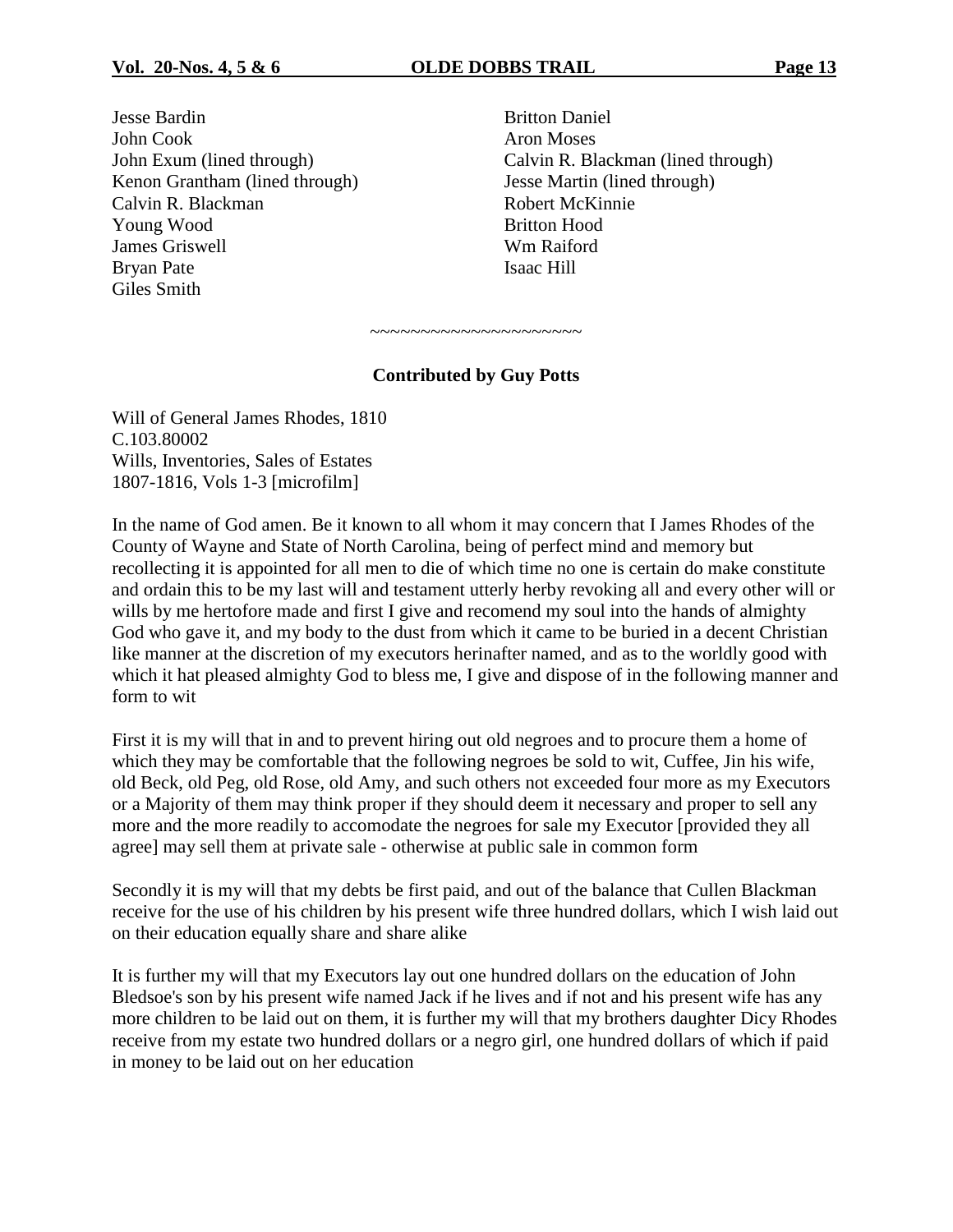Jesse Bardin
John Cook
John Exum (lined through)
Kenon Grantham (lined through)
Calvin R. Blackman
Young Wood
James Griswell
Bryan Pate
Giles Smith

Britton Daniel
Aron Moses
Calvin R. Blackman (lined through)
Jesse Martin (lined through)
Robert McKinnie
Britton Hood
Wm Raiford
Isaac Hill

~~~~~~~~~~~~~~~~~~~~~

**Contributed by Guy Potts**

Will of General James Rhodes, 1810
C.103.80002
Wills, Inventories, Sales of Estates
1807-1816, Vols 1-3 [microfilm]

In the name of God amen. Be it known to all whom it may concern that I James Rhodes of the County of Wayne and State of North Carolina, being of perfect mind and memory but recollecting it is appointed for all men to die of which time no one is certain do make constitute and ordain this to be my last will and testament utterly herby revoking all and every other will or wills by me hertofore made and first I give and recomend my soul into the hands of almighty God who gave it, and my body to the dust from which it came to be buried in a decent Christian like manner at the discretion of my executors herinafter named, and as to the worldly good with which it hat pleased almighty God to bless me, I give and dispose of in the following manner and form to wit

First it is my will that in and to prevent hiring out old negroes and to procure them a home of which they may be comfortable that the following negroes be sold to wit, Cuffee, Jin his wife, old Beck, old Peg, old Rose, old Amy, and such others not exceeded four more as my Executors or a Majority of them may think proper if they should deem it necessary and proper to sell any more and the more readily to accomodate the negroes for sale my Executor [provided they all agree] may sell them at private sale - otherwise at public sale in common form

Secondly it is my will that my debts be first paid, and out of the balance that Cullen Blackman receive for the use of his children by his present wife three hundred dollars, which I wish laid out on their education equally share and share alike

It is further my will that my Executors lay out one hundred dollars on the education of John Bledsoe's son by his present wife named Jack if he lives and if not and his present wife has any more children to be laid out on them, it is further my will that my brothers daughter Dicy Rhodes receive from my estate two hundred dollars or a negro girl, one hundred dollars of which if paid in money to be laid out on her education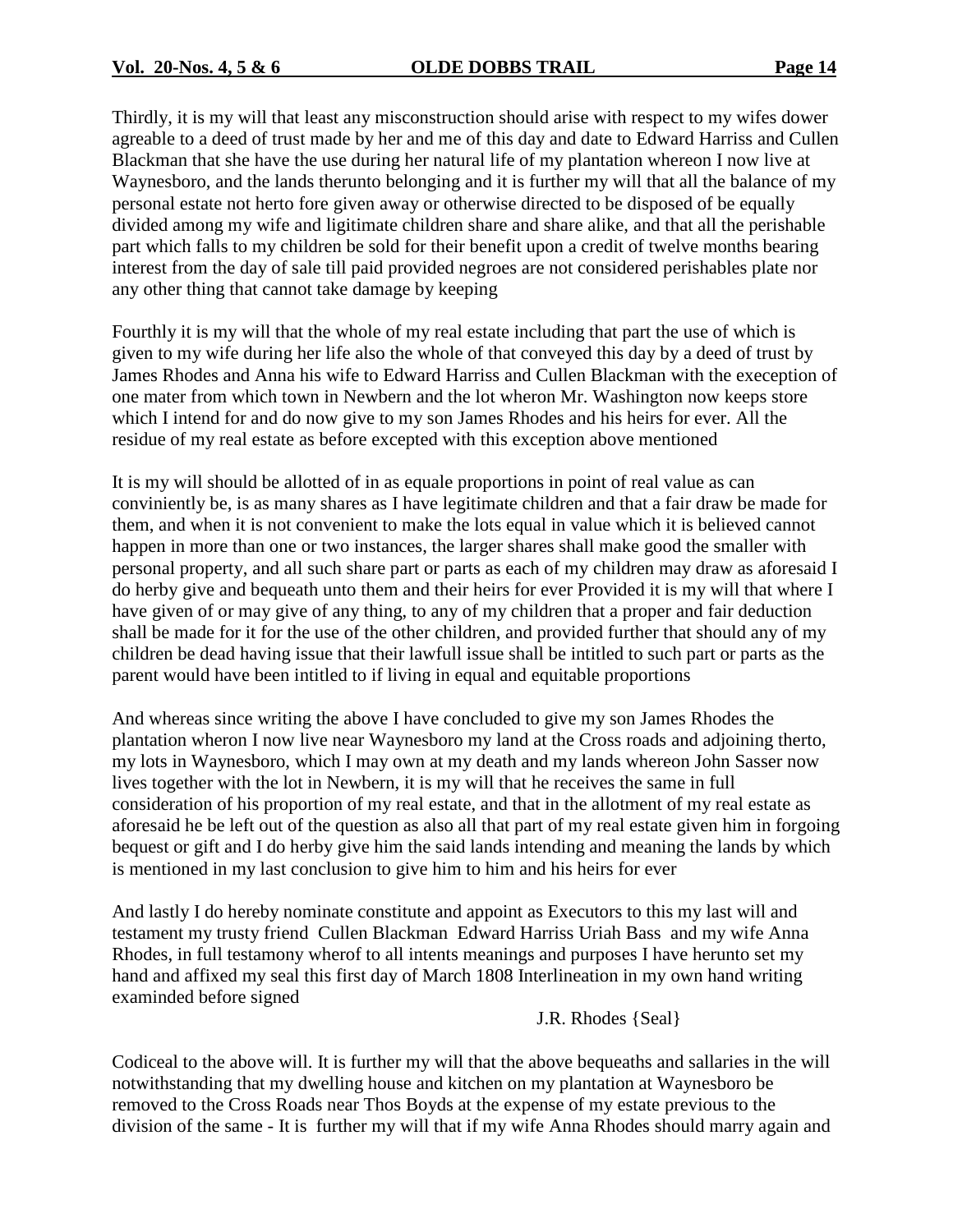Thirdly, it is my will that least any misconstruction should arise with respect to my wifes dower agreable to a deed of trust made by her and me of this day and date to Edward Harriss and Cullen Blackman that she have the use during her natural life of my plantation whereon I now live at Waynesboro, and the lands therunto belonging and it is further my will that all the balance of my personal estate not herto fore given away or otherwise directed to be disposed of be equally divided among my wife and ligitimate children share and share alike, and that all the perishable part which falls to my children be sold for their benefit upon a credit of twelve months bearing interest from the day of sale till paid provided negroes are not considered perishables plate nor any other thing that cannot take damage by keeping

Fourthly it is my will that the whole of my real estate including that part the use of which is given to my wife during her life also the whole of that conveyed this day by a deed of trust by James Rhodes and Anna his wife to Edward Harriss and Cullen Blackman with the exeception of one mater from which town in Newbern and the lot wheron Mr. Washington now keeps store which I intend for and do now give to my son James Rhodes and his heirs for ever. All the residue of my real estate as before excepted with this exception above mentioned

It is my will should be allotted of in as equale proportions in point of real value as can conviniently be, is as many shares as I have legitimate children and that a fair draw be made for them, and when it is not convenient to make the lots equal in value which it is believed cannot happen in more than one or two instances, the larger shares shall make good the smaller with personal property, and all such share part or parts as each of my children may draw as aforesaid I do herby give and bequeath unto them and their heirs for ever Provided it is my will that where I have given of or may give of any thing, to any of my children that a proper and fair deduction shall be made for it for the use of the other children, and provided further that should any of my children be dead having issue that their lawfull issue shall be intitled to such part or parts as the parent would have been intitled to if living in equal and equitable proportions

And whereas since writing the above I have concluded to give my son James Rhodes the plantation wheron I now live near Waynesboro my land at the Cross roads and adjoining therto, my lots in Waynesboro, which I may own at my death and my lands whereon John Sasser now lives together with the lot in Newbern, it is my will that he receives the same in full consideration of his proportion of my real estate, and that in the allotment of my real estate as aforesaid he be left out of the question as also all that part of my real estate given him in forgoing bequest or gift and I do herby give him the said lands intending and meaning the lands by which is mentioned in my last conclusion to give him to him and his heirs for ever

And lastly I do hereby nominate constitute and appoint as Executors to this my last will and testament my trusty friend Cullen Blackman Edward Harriss Uriah Bass and my wife Anna Rhodes, in full testamony wherof to all intents meanings and purposes I have herunto set my hand and affixed my seal this first day of March 1808 Interlineation in my own hand writing examinded before signed

J.R. Rhodes {Seal}

Codiceal to the above will. It is further my will that the above bequeaths and sallaries in the will notwithstanding that my dwelling house and kitchen on my plantation at Waynesboro be removed to the Cross Roads near Thos Boyds at the expense of my estate previous to the division of the same - It is further my will that if my wife Anna Rhodes should marry again and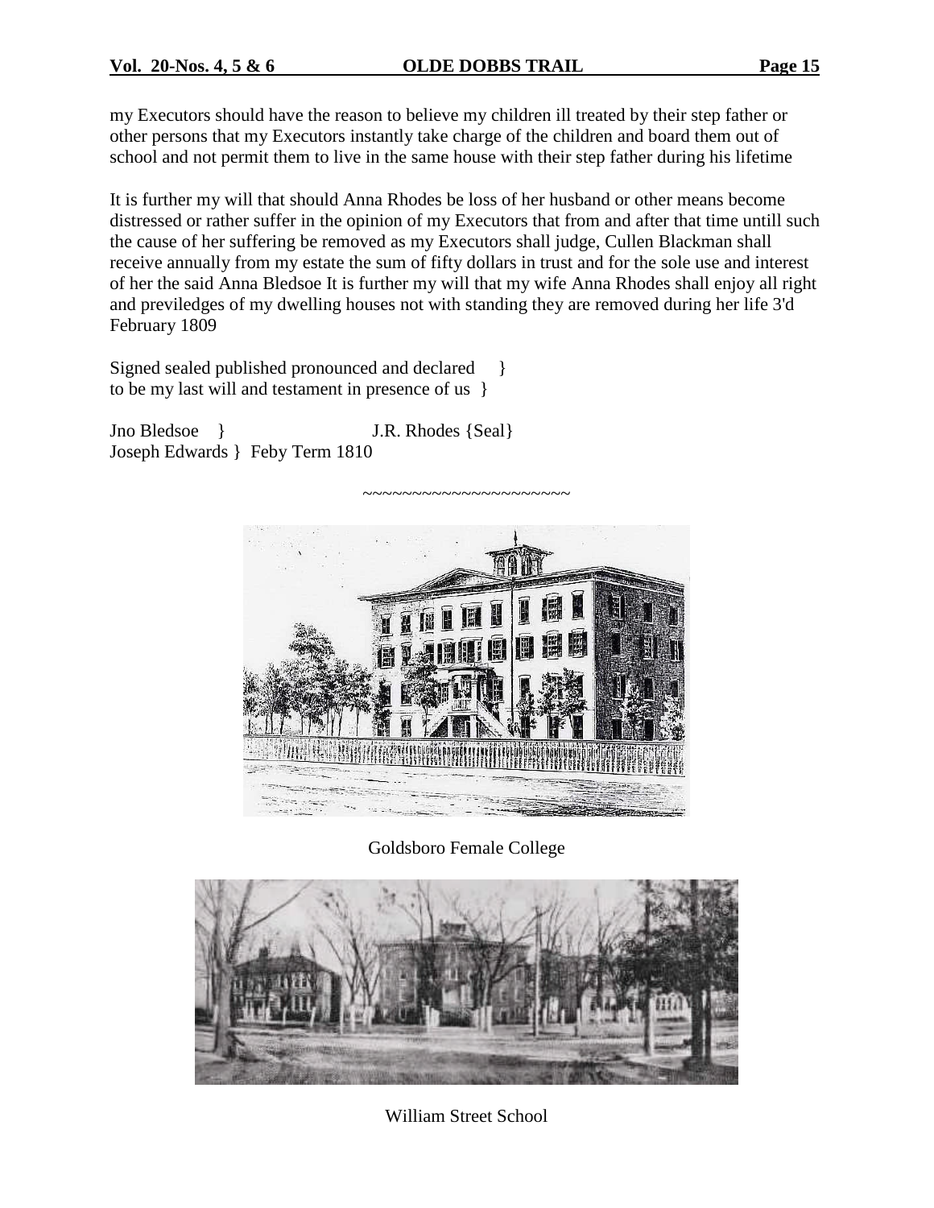my Executors should have the reason to believe my children ill treated by their step father or other persons that my Executors instantly take charge of the children and board them out of school and not permit them to live in the same house with their step father during his lifetime

It is further my will that should Anna Rhodes be loss of her husband or other means become distressed or rather suffer in the opinion of my Executors that from and after that time untill such the cause of her suffering be removed as my Executors shall judge, Cullen Blackman shall receive annually from my estate the sum of fifty dollars in trust and for the sole use and interest of her the said Anna Bledsoe It is further my will that my wife Anna Rhodes shall enjoy all right and previledges of my dwelling houses not with standing they are removed during her life 3'd February 1809

Signed sealed published pronounced and declared }
to be my last will and testament in presence of us }

Jno Bledsoe } J.R. Rhodes {Seal}
Joseph Edwards } Feby Term 1810

~~~~~~~~~~~~~~~~~~~~~

Goldsboro Female College

William Street School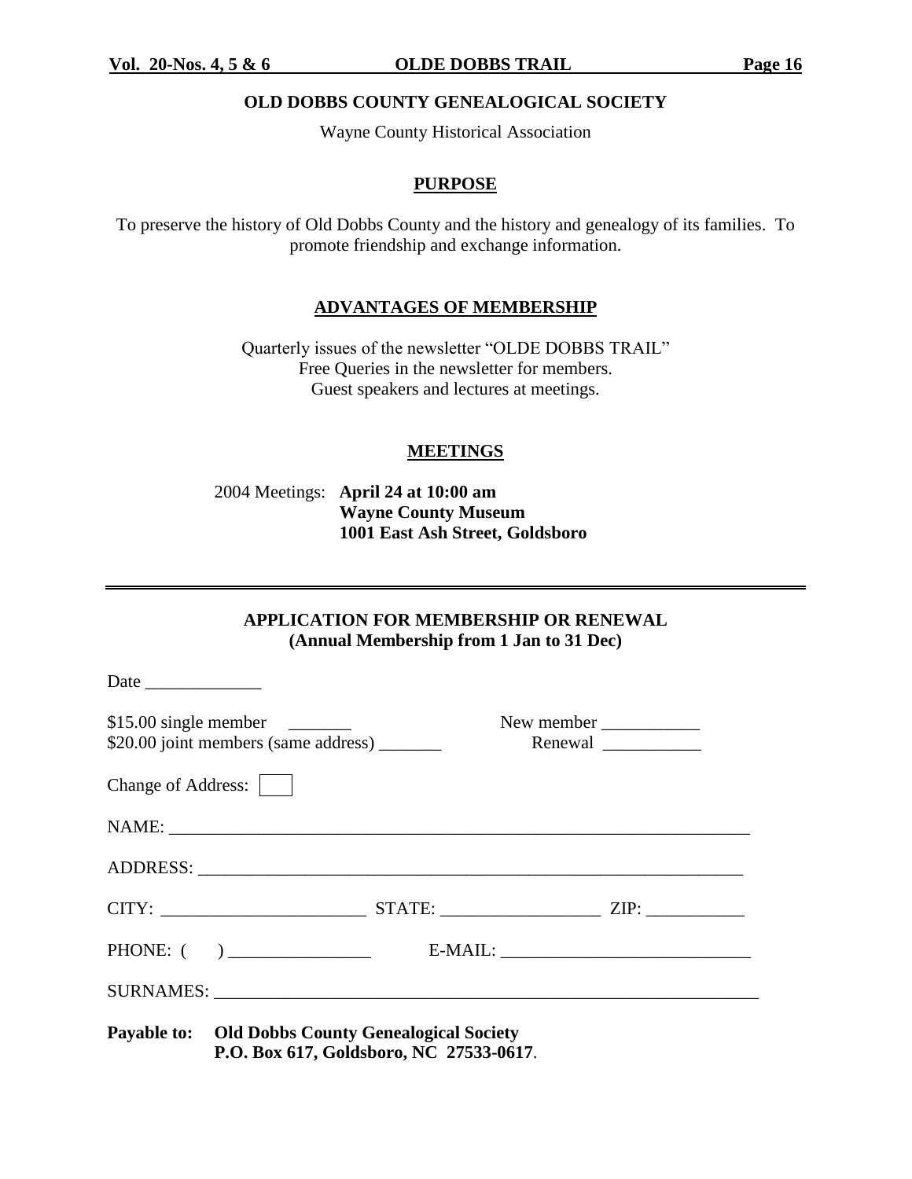**OLD DOBBS COUNTY GENEALOGICAL SOCIETY**

Wayne County Historical Association

## PURPOSE

To preserve the history of Old Dobbs County and the history and genealogy of its families. To promote friendship and exchange information.

## ADVANTAGES OF MEMBERSHIP

Quarterly issues of the newsletter "OLDE DOBBS TRAIL"
Free Queries in the newsletter for members.
Guest speakers and lectures at meetings.

## MEETINGS

2004 Meetings: **April 24 at 10:00 am**
**Wayne County Museum**
**1001 East Ash Street, Goldsboro**

---

## APPLICATION FOR MEMBERSHIP OR RENEWAL
**(Annual Membership from 1 Jan to 31 Dec)**

Date _____________

$15.00 single member _______ New member ___________
$20.00 joint members (same address) _______ Renewal ___________

Change of Address: [ ]

NAME: ________________________________________________________________

ADDRESS: _____________________________________________________________

CITY: ______________________ STATE: _________________ ZIP: ___________

PHONE: ( ) _______________ E-MAIL: ___________________________

SURNAMES: ____________________________________________________________

**Payable to: Old Dobbs County Genealogical Society**
**P.O. Box 617, Goldsboro, NC 27533-0617**.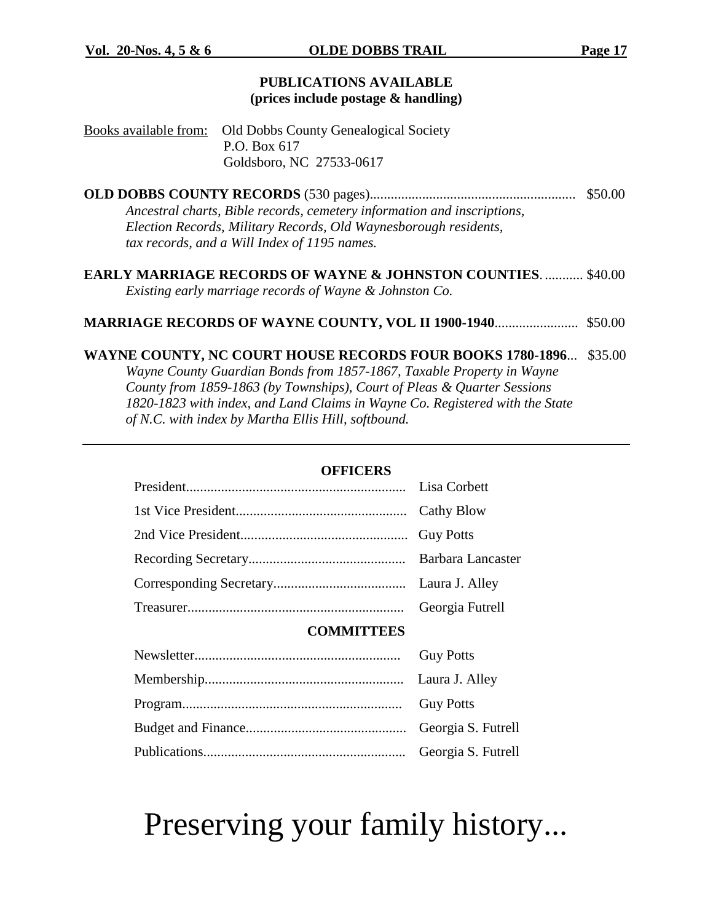## PUBLICATIONS AVAILABLE
**(prices include postage & handling)**

Books available from: Old Dobbs County Genealogical Society
P.O. Box 617
Goldsboro, NC 27533-0617

**OLD DOBBS COUNTY RECORDS** (530 pages)........................................................... $50.00

*Ancestral charts, Bible records, cemetery information and inscriptions, Election Records, Military Records, Old Waynesborough residents, tax records, and a Will Index of 1195 names.*

**EARLY MARRIAGE RECORDS OF WAYNE & JOHNSTON COUNTIES**. .......... $40.00

*Existing early marriage records of Wayne & Johnston Co.*

**MARRIAGE RECORDS OF WAYNE COUNTY, VOL II 1900-1940**........................ $50.00

**WAYNE COUNTY, NC COURT HOUSE RECORDS FOUR BOOKS 1780-1896**... $35.00

*Wayne County Guardian Bonds from 1857-1867, Taxable Property in Wayne County from 1859-1863 (by Townships), Court of Pleas & Quarter Sessions 1820-1823 with index, and Land Claims in Wayne Co. Registered with the State of N.C. with index by Martha Ellis Hill, softbound.*

---

### OFFICERS

President............................................................... Lisa Corbett
1st Vice President................................................ Cathy Blow
2nd Vice President............................................... Guy Potts
Recording Secretary............................................ Barbara Lancaster
Corresponding Secretary..................................... Laura J. Alley
Treasurer.............................................................. Georgia Futrell

### COMMITTEES

Newsletter........................................................... Guy Potts
Membership......................................................... Laura J. Alley
Program.............................................................. Guy Potts
Budget and Finance............................................. Georgia S. Futrell
Publications......................................................... Georgia S. Futrell

# Preserving your family history...